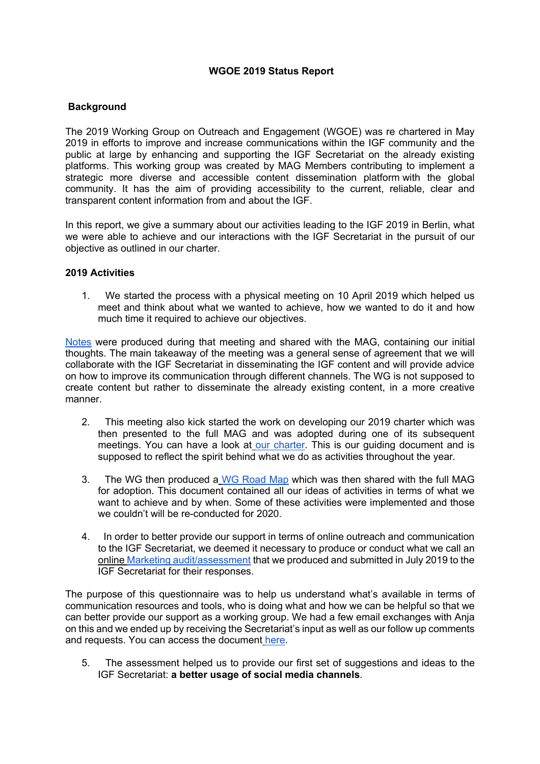# WGOE 2019 Status Report

## Background

The 2019 Working Group on Outreach and Engagement (WGOE) was re chartered in May 2019 in efforts to improve and increase communications within the IGF community and the public at large by enhancing and supporting the IGF Secretariat on the already existing platforms. This working group was created by MAG Members contributing to implement a strategic more diverse and accessible content dissemination platform with the global community. It has the aim of providing accessibility to the current, reliable, clear and transparent content information from and about the IGF.

In this report, we give a summary about our activities leading to the IGF 2019 in Berlin, what we were able to achieve and our interactions with the IGF Secretariat in the pursuit of our objective as outlined in our charter.

## 2019 Activities

1. We started the process with a physical meeting on 10 April 2019 which helped us meet and think about what we wanted to achieve, how we wanted to do it and how much time it required to achieve our objectives.

Notes were produced during that meeting and shared with the MAG, containing our initial thoughts. The main takeaway of the meeting was a general sense of agreement that we will collaborate with the IGF Secretariat in disseminating the IGF content and will provide advice on how to improve its communication through different channels. The WG is not supposed to create content but rather to disseminate the already existing content, in a more creative manner.

2. This meeting also kick started the work on developing our 2019 charter which was then presented to the full MAG and was adopted during one of its subsequent meetings. You can have a look at our charter. This is our guiding document and is supposed to reflect the spirit behind what we do as activities throughout the year.

3. The WG then produced a WG Road Map which was then shared with the full MAG for adoption. This document contained all our ideas of activities in terms of what we want to achieve and by when. Some of these activities were implemented and those we couldn't will be re-conducted for 2020.

4. In order to better provide our support in terms of online outreach and communication to the IGF Secretariat, we deemed it necessary to produce or conduct what we call an online Marketing audit/assessment that we produced and submitted in July 2019 to the IGF Secretariat for their responses.

The purpose of this questionnaire was to help us understand what's available in terms of communication resources and tools, who is doing what and how we can be helpful so that we can better provide our support as a working group. We had a few email exchanges with Anja on this and we ended up by receiving the Secretariat's input as well as our follow up comments and requests. You can access the document here.

5. The assessment helped us to provide our first set of suggestions and ideas to the IGF Secretariat: **a better usage of social media channels**.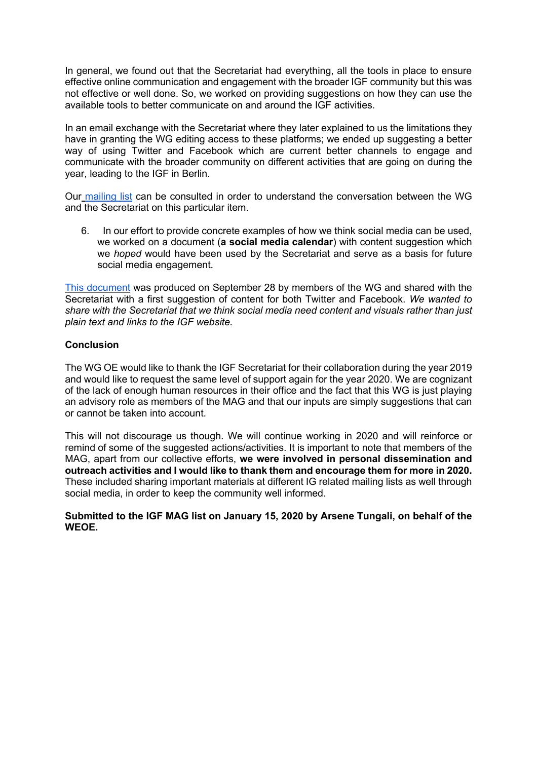In general, we found out that the Secretariat had everything, all the tools in place to ensure effective online communication and engagement with the broader IGF community but this was not effective or well done. So, we worked on providing suggestions on how they can use the available tools to better communicate on and around the IGF activities.

In an email exchange with the Secretariat where they later explained to us the limitations they have in granting the WG editing access to these platforms; we ended up suggesting a better way of using Twitter and Facebook which are current better channels to engage and communicate with the broader community on different activities that are going on during the year, leading to the IGF in Berlin.

Our mailing list can be consulted in order to understand the conversation between the WG and the Secretariat on this particular item.

6. In our effort to provide concrete examples of how we think social media can be used, we worked on a document (**a social media calendar**) with content suggestion which we *hoped* would have been used by the Secretariat and serve as a basis for future social media engagement.

This document was produced on September 28 by members of the WG and shared with the Secretariat with a first suggestion of content for both Twitter and Facebook. *We wanted to share with the Secretariat that we think social media need content and visuals rather than just plain text and links to the IGF website.*

**Conclusion**

The WG OE would like to thank the IGF Secretariat for their collaboration during the year 2019 and would like to request the same level of support again for the year 2020. We are cognizant of the lack of enough human resources in their office and the fact that this WG is just playing an advisory role as members of the MAG and that our inputs are simply suggestions that can or cannot be taken into account.

This will not discourage us though. We will continue working in 2020 and will reinforce or remind of some of the suggested actions/activities. It is important to note that members of the MAG, apart from our collective efforts, **we were involved in personal dissemination and outreach activities and I would like to thank them and encourage them for more in 2020.** These included sharing important materials at different IG related mailing lists as well through social media, in order to keep the community well informed.

**Submitted to the IGF MAG list on January 15, 2020 by Arsene Tungali, on behalf of the WEOE.**